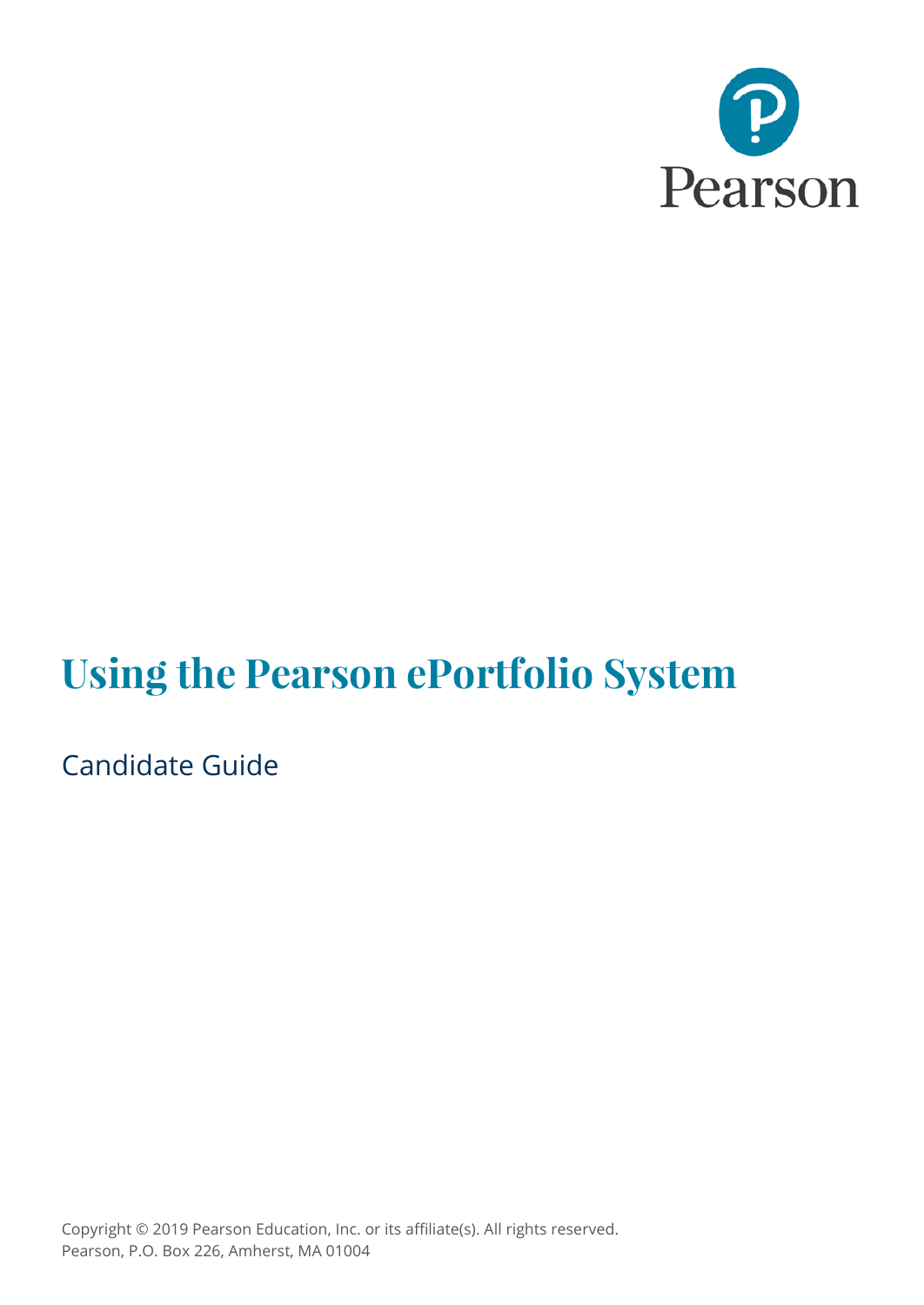Pearson

# Using the Pearson ePortfolio System

## Candidate Guide

Copyright © 2019 Pearson Education, Inc. or its affiliate(s). All rights reserved.
Pearson, P.O. Box 226, Amherst, MA 01004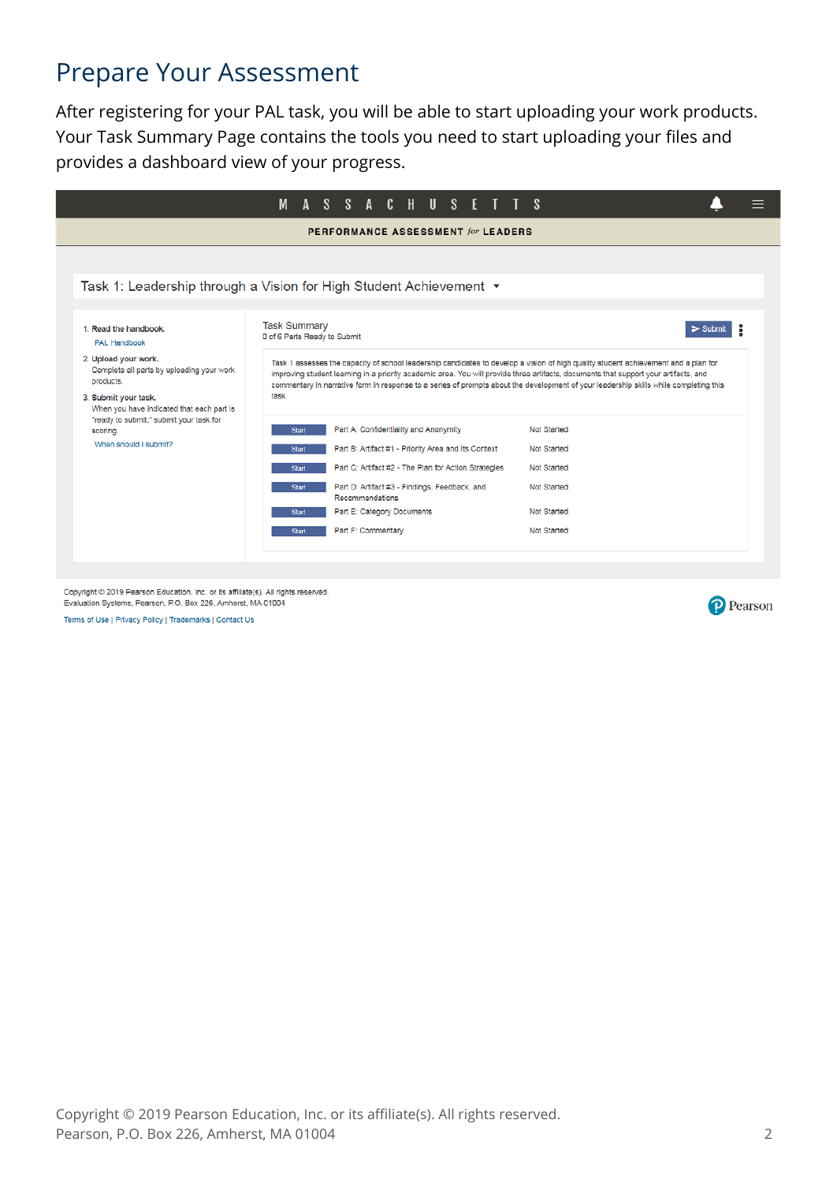# Prepare Your Assessment

After registering for your PAL task, you will be able to start uploading your work products. Your Task Summary Page contains the tools you need to start uploading your files and provides a dashboard view of your progress.

M A S S A C H U S E T T S

PERFORMANCE ASSESSMENT *for* LEADERS

Task 1: Leadership through a Vision for High Student Achievement

1. Read the handbook.
   PAL Handbook
2. Upload your work.
   Complete all parts by uploading your work products.
3. Submit your task.
   When you have indicated that each part is "ready to submit," submit your task for scoring.
   When should I submit?

Task Summary
0 of 6 Parts Ready to Submit

Submit

Task 1 assesses the capacity of school leadership candidates to develop a vision of high quality student achievement and a plan for improving student learning in a priority academic area. You will provide three artifacts, documents that support your artifacts, and commentary in narrative form in response to a series of prompts about the development of your leadership skills while completing this task.

| | | |
|---|---|---|
| Start | Part A: Confidentiality and Anonymity | Not Started |
| Start | Part B: Artifact #1 - Priority Area and Its Context | Not Started |
| Start | Part C: Artifact #2 - The Plan for Action Strategies | Not Started |
| Start | Part D: Artifact #3 - Findings, Feedback, and Recommendations | Not Started |
| Start | Part E: Category Documents | Not Started |
| Start | Part F: Commentary | Not Started |

Copyright © 2019 Pearson Education, Inc. or its affiliate(s). All rights reserved.
Evaluation Systems, Pearson, P.O. Box 226, Amherst, MA 01004

Terms of Use | Privacy Policy | Trademarks | Contact Us

Pearson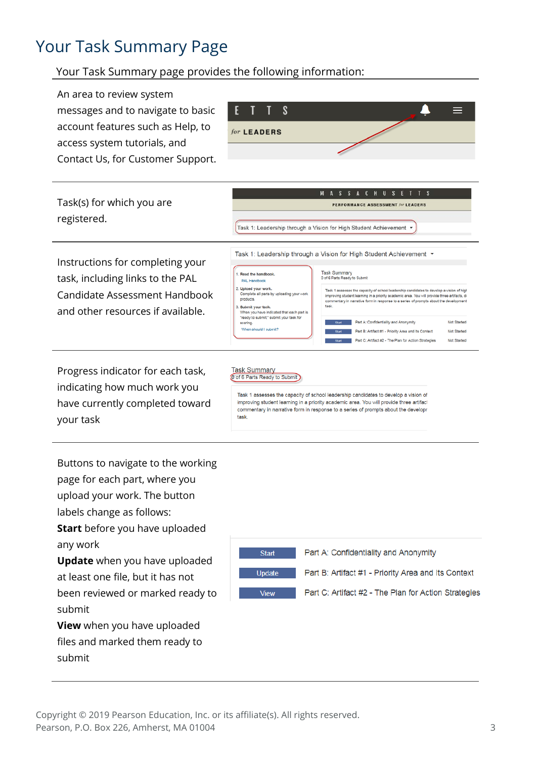# Your Task Summary Page

Your Task Summary page provides the following information:

An area to review system messages and to navigate to basic account features such as Help, to access system tutorials, and Contact Us, for Customer Support.

Task(s) for which you are registered.

Instructions for completing your task, including links to the PAL Candidate Assessment Handbook and other resources if available.

Progress indicator for each task, indicating how much work you have currently completed toward your task

Buttons to navigate to the working page for each part, where you upload your work. The button labels change as follows:

**Start** before you have uploaded any work

**Update** when you have uploaded at least one file, but it has not been reviewed or marked ready to submit

**View** when you have uploaded files and marked them ready to submit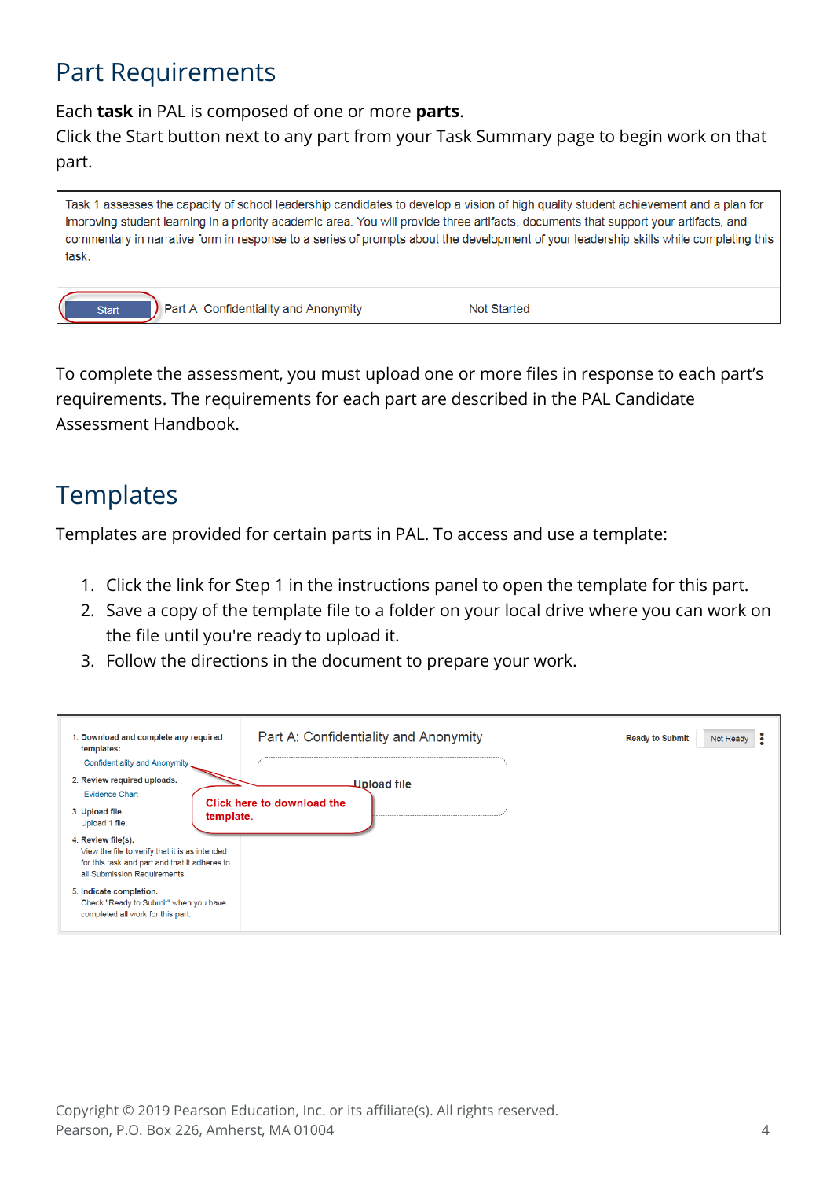## Part Requirements

Each **task** in PAL is composed of one or more **parts**.
Click the Start button next to any part from your Task Summary page to begin work on that part.

Task 1 assesses the capacity of school leadership candidates to develop a vision of high quality student achievement and a plan for improving student learning in a priority academic area. You will provide three artifacts, documents that support your artifacts, and commentary in narrative form in response to a series of prompts about the development of your leadership skills while completing this task.

| Start | Part A: Confidentiality and Anonymity | Not Started |
|---|---|---|

To complete the assessment, you must upload one or more files in response to each part's requirements. The requirements for each part are described in the PAL Candidate Assessment Handbook.

## Templates

Templates are provided for certain parts in PAL. To access and use a template:

1. Click the link for Step 1 in the instructions panel to open the template for this part.
2. Save a copy of the template file to a folder on your local drive where you can work on the file until you're ready to upload it.
3. Follow the directions in the document to prepare your work.

1. Download and complete any required templates:
   Confidentiality and Anonymity
2. Review required uploads.
   Evidence Chart
3. Upload file.
   Upload 1 file.
4. Review file(s).
   View the file to verify that it is as intended for this task and part and that it adheres to all Submission Requirements.
5. Indicate completion.
   Check "Ready to Submit" when you have completed all work for this part.

Part A: Confidentiality and Anonymity

Ready to Submit | Not Ready

Upload file

Click here to download the template.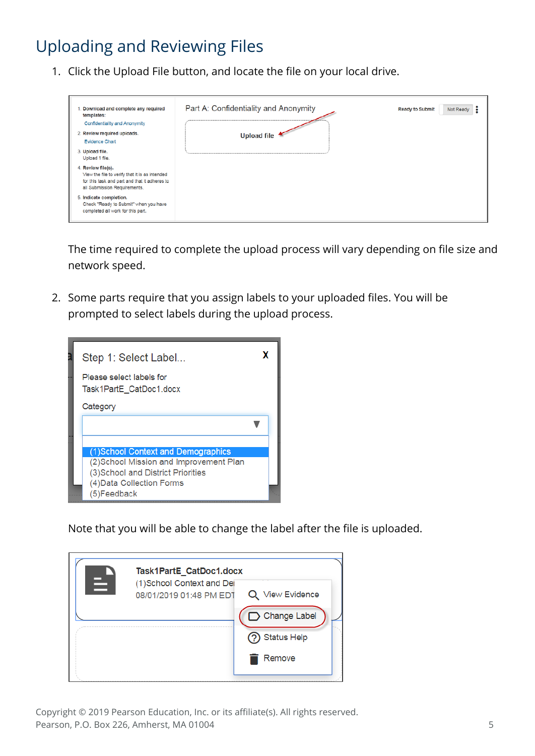# Uploading and Reviewing Files

1. Click the Upload File button, and locate the file on your local drive.

   The time required to complete the upload process will vary depending on file size and network speed.

2. Some parts require that you assign labels to your uploaded files. You will be prompted to select labels during the upload process.

   Note that you will be able to change the label after the file is uploaded.

Copyright © 2019 Pearson Education, Inc. or its affiliate(s). All rights reserved.
Pearson, P.O. Box 226, Amherst, MA 01004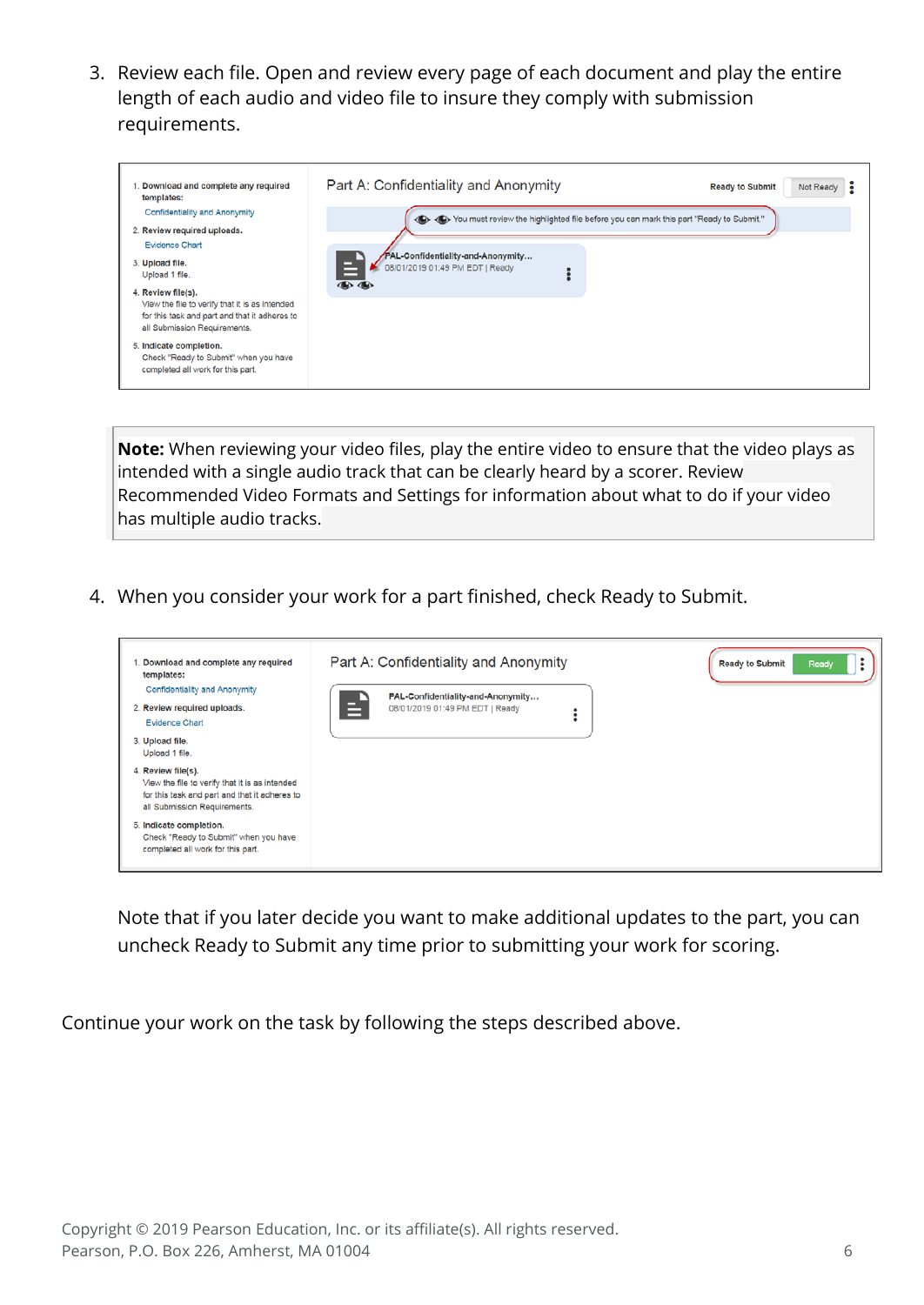3. Review each file. Open and review every page of each document and play the entire length of each audio and video file to insure they comply with submission requirements.

> **Note:** When reviewing your video files, play the entire video to ensure that the video plays as intended with a single audio track that can be clearly heard by a scorer. Review Recommended Video Formats and Settings for information about what to do if your video has multiple audio tracks.

4. When you consider your work for a part finished, check Ready to Submit.

   Note that if you later decide you want to make additional updates to the part, you can uncheck Ready to Submit any time prior to submitting your work for scoring.

Continue your work on the task by following the steps described above.

Copyright © 2019 Pearson Education, Inc. or its affiliate(s). All rights reserved.
Pearson, P.O. Box 226, Amherst, MA 01004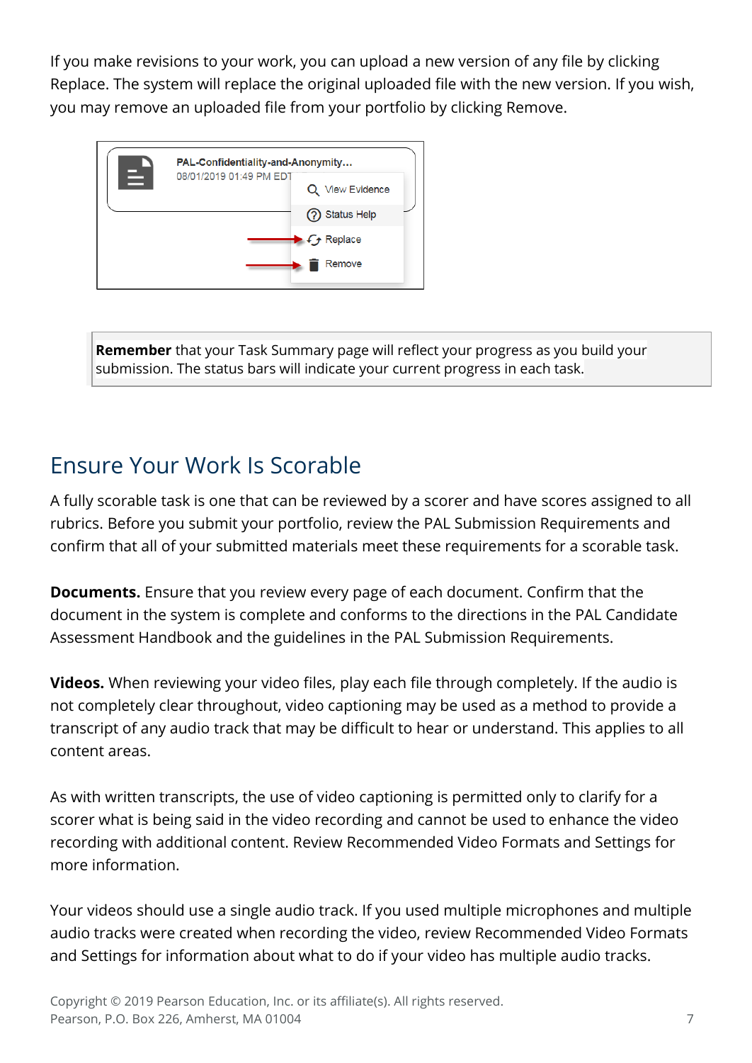If you make revisions to your work, you can upload a new version of any file by clicking Replace. The system will replace the original uploaded file with the new version. If you wish, you may remove an uploaded file from your portfolio by clicking Remove.

> **Remember** that your Task Summary page will reflect your progress as you build your submission. The status bars will indicate your current progress in each task.

## Ensure Your Work Is Scorable

A fully scorable task is one that can be reviewed by a scorer and have scores assigned to all rubrics. Before you submit your portfolio, review the PAL Submission Requirements and confirm that all of your submitted materials meet these requirements for a scorable task.

**Documents.** Ensure that you review every page of each document. Confirm that the document in the system is complete and conforms to the directions in the PAL Candidate Assessment Handbook and the guidelines in the PAL Submission Requirements.

**Videos.** When reviewing your video files, play each file through completely. If the audio is not completely clear throughout, video captioning may be used as a method to provide a transcript of any audio track that may be difficult to hear or understand. This applies to all content areas.

As with written transcripts, the use of video captioning is permitted only to clarify for a scorer what is being said in the video recording and cannot be used to enhance the video recording with additional content. Review Recommended Video Formats and Settings for more information.

Your videos should use a single audio track. If you used multiple microphones and multiple audio tracks were created when recording the video, review Recommended Video Formats and Settings for information about what to do if your video has multiple audio tracks.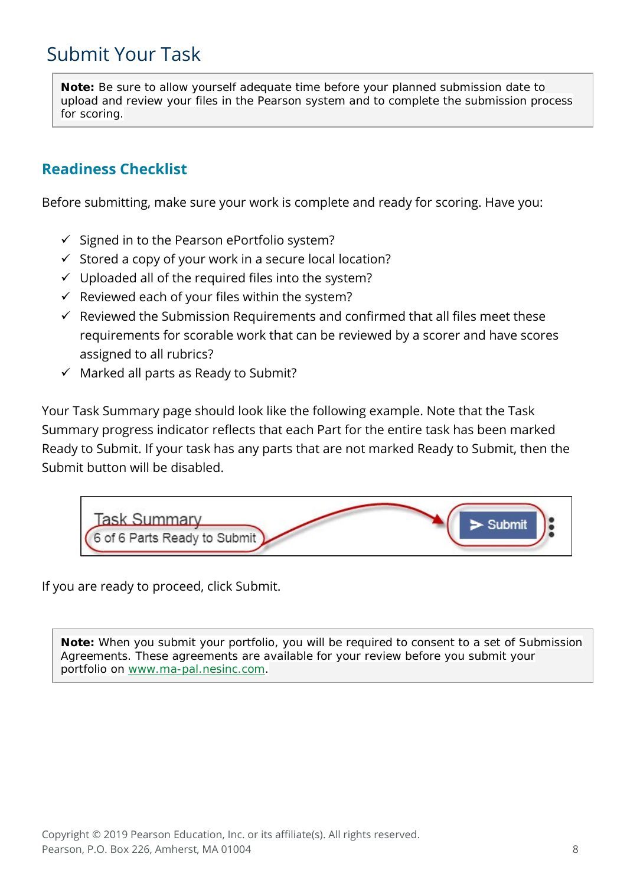# Submit Your Task

> **Note:** Be sure to allow yourself adequate time before your planned submission date to upload and review your files in the Pearson system and to complete the submission process for scoring.

## Readiness Checklist

Before submitting, make sure your work is complete and ready for scoring. Have you:

- ✓ Signed in to the Pearson ePortfolio system?
- ✓ Stored a copy of your work in a secure local location?
- ✓ Uploaded all of the required files into the system?
- ✓ Reviewed each of your files within the system?
- ✓ Reviewed the Submission Requirements and confirmed that all files meet these requirements for scorable work that can be reviewed by a scorer and have scores assigned to all rubrics?
- ✓ Marked all parts as Ready to Submit?

Your Task Summary page should look like the following example. Note that the Task Summary progress indicator reflects that each Part for the entire task has been marked Ready to Submit. If your task has any parts that are not marked Ready to Submit, then the Submit button will be disabled.

Task Summary
6 of 6 Parts Ready to Submit
Submit

If you are ready to proceed, click Submit.

> **Note:** When you submit your portfolio, you will be required to consent to a set of Submission Agreements. These agreements are available for your review before you submit your portfolio on [www.ma-pal.nesinc.com](http://www.ma-pal.nesinc.com).

Copyright © 2019 Pearson Education, Inc. or its affiliate(s). All rights reserved.
Pearson, P.O. Box 226, Amherst, MA 01004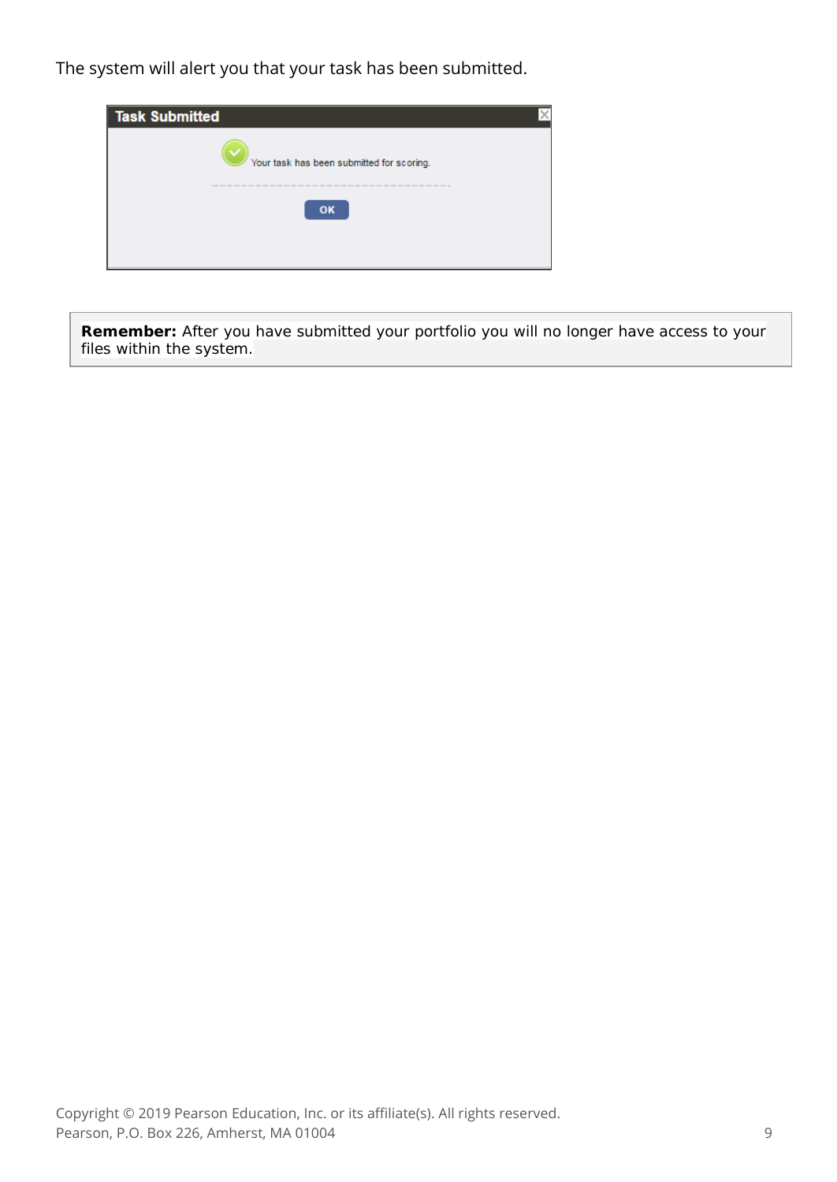The system will alert you that your task has been submitted.

**Remember:** After you have submitted your portfolio you will no longer have access to your files within the system.

Copyright © 2019 Pearson Education, Inc. or its affiliate(s). All rights reserved.
Pearson, P.O. Box 226, Amherst, MA 01004